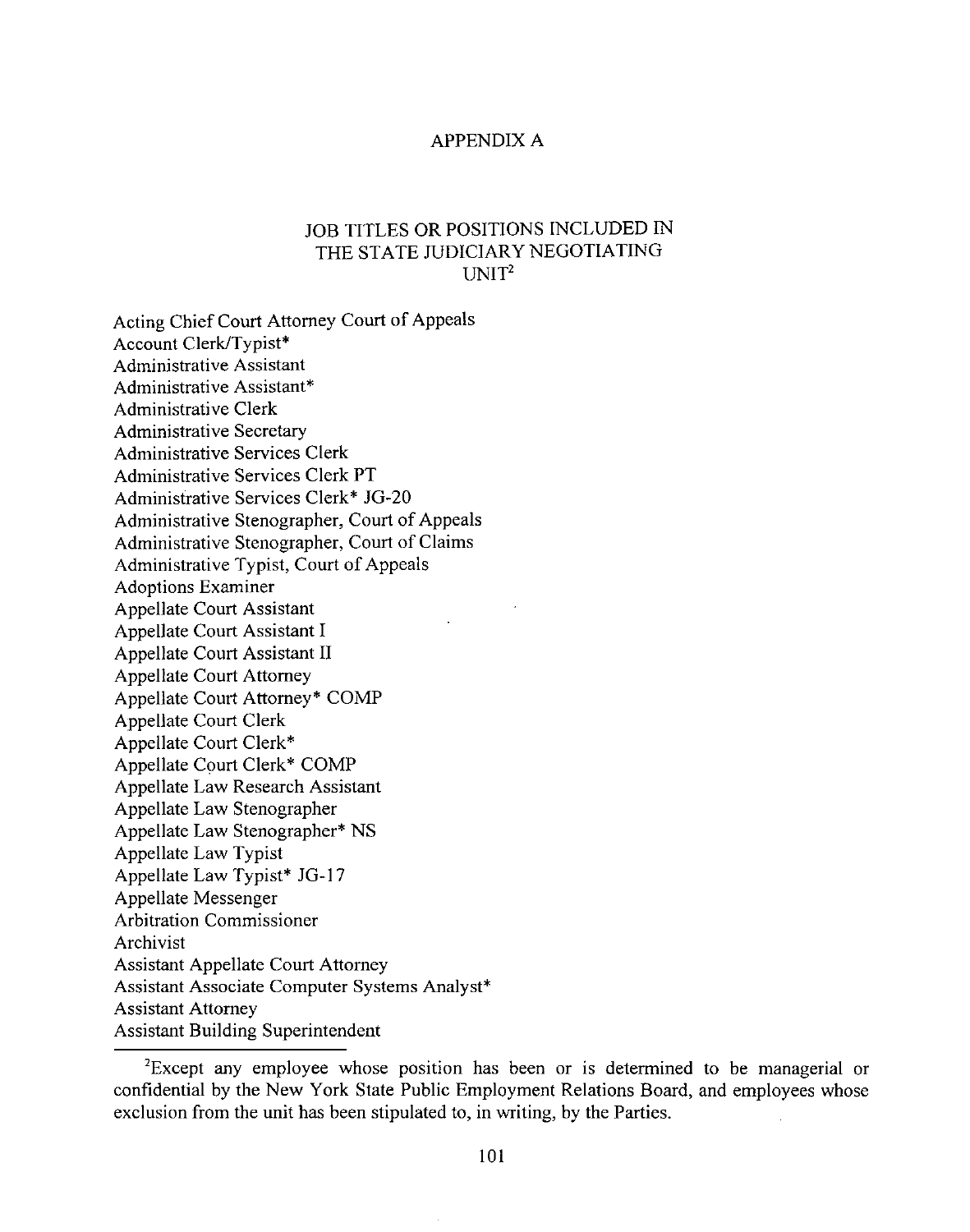# APPENDIX A

## JOB TITLES OR POSITIONS INCLUDED IN THE STATE JUDICIARY NEGOTIATING UNIT[2]

Acting Chief Court Attorney Court of Appeals
Account Clerk/Typist*
Administrative Assistant
Administrative Assistant*
Administrative Clerk
Administrative Secretary
Administrative Services Clerk
Administrative Services Clerk PT
Administrative Services Clerk* JG-20
Administrative Stenographer, Court of Appeals
Administrative Stenographer, Court of Claims
Administrative Typist, Court of Appeals
Adoptions Examiner
Appellate Court Assistant
Appellate Court Assistant I
Appellate Court Assistant II
Appellate Court Attorney
Appellate Court Attorney* COMP
Appellate Court Clerk
Appellate Court Clerk*
Appellate Court Clerk* COMP
Appellate Law Research Assistant
Appellate Law Stenographer
Appellate Law Stenographer* NS
Appellate Law Typist
Appellate Law Typist* JG-17
Appellate Messenger
Arbitration Commissioner
Archivist
Assistant Appellate Court Attorney
Assistant Associate Computer Systems Analyst*
Assistant Attorney
Assistant Building Superintendent

[2]Except any employee whose position has been or is determined to be managerial or confidential by the New York State Public Employment Relations Board, and employees whose exclusion from the unit has been stipulated to, in writing, by the Parties.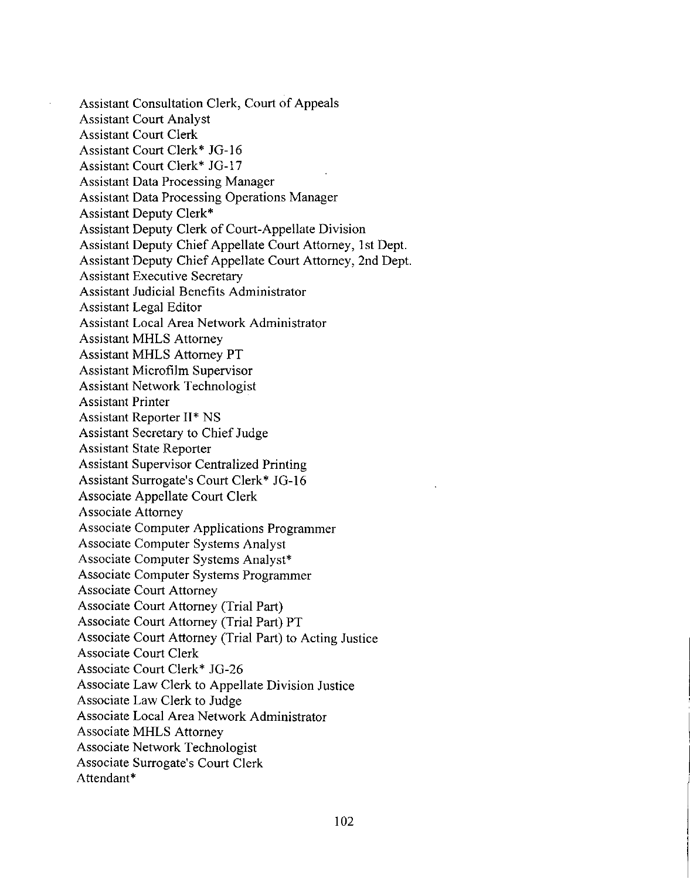Assistant Consultation Clerk, Court of Appeals
Assistant Court Analyst
Assistant Court Clerk
Assistant Court Clerk* JG-16
Assistant Court Clerk* JG-17
Assistant Data Processing Manager
Assistant Data Processing Operations Manager
Assistant Deputy Clerk*
Assistant Deputy Clerk of Court-Appellate Division
Assistant Deputy Chief Appellate Court Attorney, 1st Dept.
Assistant Deputy Chief Appellate Court Attorney, 2nd Dept.
Assistant Executive Secretary
Assistant Judicial Benefits Administrator
Assistant Legal Editor
Assistant Local Area Network Administrator
Assistant MHLS Attorney
Assistant MHLS Attorney PT
Assistant Microfilm Supervisor
Assistant Network Technologist
Assistant Printer
Assistant Reporter II* NS
Assistant Secretary to Chief Judge
Assistant State Reporter
Assistant Supervisor Centralized Printing
Assistant Surrogate's Court Clerk* JG-16
Associate Appellate Court Clerk
Associate Attorney
Associate Computer Applications Programmer
Associate Computer Systems Analyst
Associate Computer Systems Analyst*
Associate Computer Systems Programmer
Associate Court Attorney
Associate Court Attorney (Trial Part)
Associate Court Attorney (Trial Part) PT
Associate Court Attorney (Trial Part) to Acting Justice
Associate Court Clerk
Associate Court Clerk* JG-26
Associate Law Clerk to Appellate Division Justice
Associate Law Clerk to Judge
Associate Local Area Network Administrator
Associate MHLS Attorney
Associate Network Technologist
Associate Surrogate's Court Clerk
Attendant*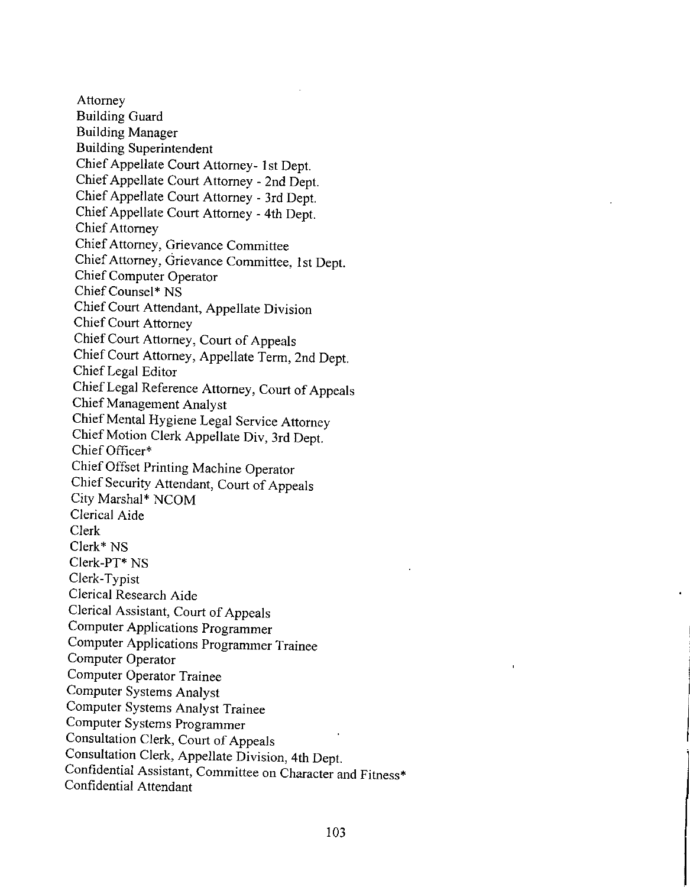Attorney
Building Guard
Building Manager
Building Superintendent
Chief Appellate Court Attorney- 1st Dept.
Chief Appellate Court Attorney - 2nd Dept.
Chief Appellate Court Attorney - 3rd Dept.
Chief Appellate Court Attorney - 4th Dept.
Chief Attorney
Chief Attorney, Grievance Committee
Chief Attorney, Grievance Committee, 1st Dept.
Chief Computer Operator
Chief Counsel* NS
Chief Court Attendant, Appellate Division
Chief Court Attorney
Chief Court Attorney, Court of Appeals
Chief Court Attorney, Appellate Term, 2nd Dept.
Chief Legal Editor
Chief Legal Reference Attorney, Court of Appeals
Chief Management Analyst
Chief Mental Hygiene Legal Service Attorney
Chief Motion Clerk Appellate Div, 3rd Dept.
Chief Officer*
Chief Offset Printing Machine Operator
Chief Security Attendant, Court of Appeals
City Marshal* NCOM
Clerical Aide
Clerk
Clerk* NS
Clerk-PT* NS
Clerk-Typist
Clerical Research Aide
Clerical Assistant, Court of Appeals
Computer Applications Programmer
Computer Applications Programmer Trainee
Computer Operator
Computer Operator Trainee
Computer Systems Analyst
Computer Systems Analyst Trainee
Computer Systems Programmer
Consultation Clerk, Court of Appeals
Consultation Clerk, Appellate Division, 4th Dept.
Confidential Assistant, Committee on Character and Fitness*
Confidential Attendant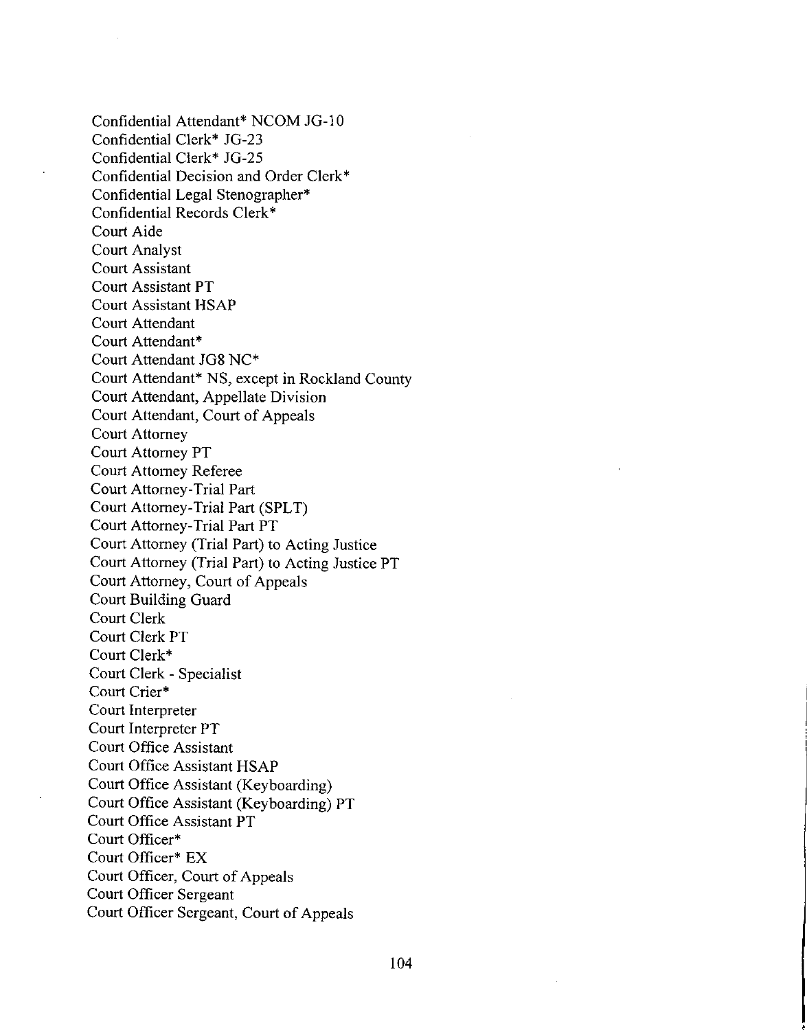Confidential Attendant* NCOM JG-10
Confidential Clerk* JG-23
Confidential Clerk* JG-25
Confidential Decision and Order Clerk*
Confidential Legal Stenographer*
Confidential Records Clerk*
Court Aide
Court Analyst
Court Assistant
Court Assistant PT
Court Assistant HSAP
Court Attendant
Court Attendant*
Court Attendant JG8 NC*
Court Attendant* NS, except in Rockland County
Court Attendant, Appellate Division
Court Attendant, Court of Appeals
Court Attorney
Court Attorney PT
Court Attorney Referee
Court Attorney-Trial Part
Court Attorney-Trial Part (SPLT)
Court Attorney-Trial Part PT
Court Attorney (Trial Part) to Acting Justice
Court Attorney (Trial Part) to Acting Justice PT
Court Attorney, Court of Appeals
Court Building Guard
Court Clerk
Court Clerk PT
Court Clerk*
Court Clerk - Specialist
Court Crier*
Court Interpreter
Court Interpreter PT
Court Office Assistant
Court Office Assistant HSAP
Court Office Assistant (Keyboarding)
Court Office Assistant (Keyboarding) PT
Court Office Assistant PT
Court Officer*
Court Officer* EX
Court Officer, Court of Appeals
Court Officer Sergeant
Court Officer Sergeant, Court of Appeals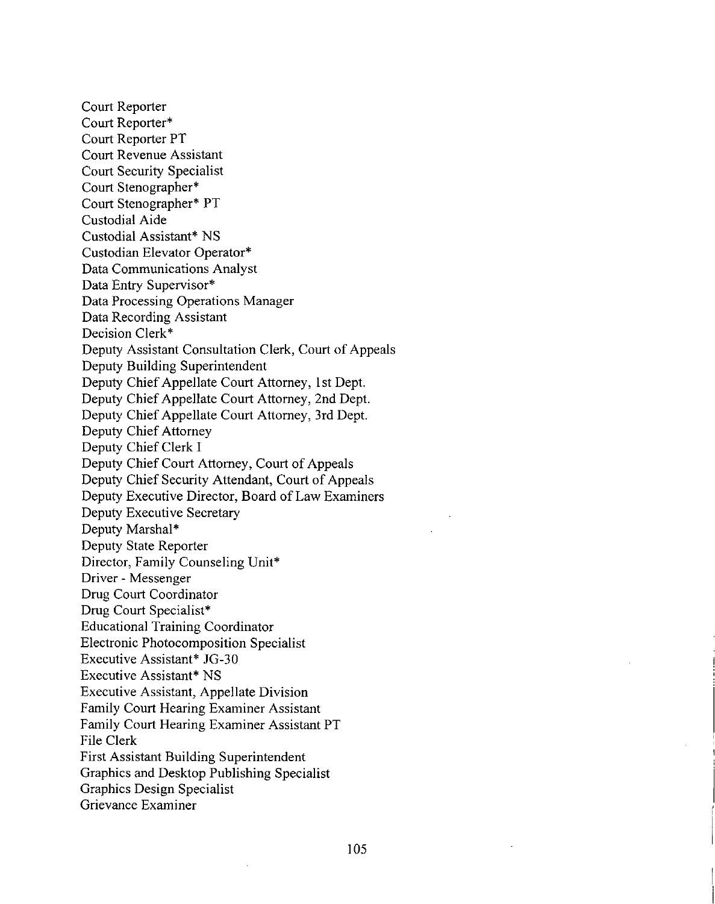Court Reporter
Court Reporter*
Court Reporter PT
Court Revenue Assistant
Court Security Specialist
Court Stenographer*
Court Stenographer* PT
Custodial Aide
Custodial Assistant* NS
Custodian Elevator Operator*
Data Communications Analyst
Data Entry Supervisor*
Data Processing Operations Manager
Data Recording Assistant
Decision Clerk*
Deputy Assistant Consultation Clerk, Court of Appeals
Deputy Building Superintendent
Deputy Chief Appellate Court Attorney, 1st Dept.
Deputy Chief Appellate Court Attorney, 2nd Dept.
Deputy Chief Appellate Court Attorney, 3rd Dept.
Deputy Chief Attorney
Deputy Chief Clerk I
Deputy Chief Court Attorney, Court of Appeals
Deputy Chief Security Attendant, Court of Appeals
Deputy Executive Director, Board of Law Examiners
Deputy Executive Secretary
Deputy Marshal*
Deputy State Reporter
Director, Family Counseling Unit*
Driver - Messenger
Drug Court Coordinator
Drug Court Specialist*
Educational Training Coordinator
Electronic Photocomposition Specialist
Executive Assistant* JG-30
Executive Assistant* NS
Executive Assistant, Appellate Division
Family Court Hearing Examiner Assistant
Family Court Hearing Examiner Assistant PT
File Clerk
First Assistant Building Superintendent
Graphics and Desktop Publishing Specialist
Graphics Design Specialist
Grievance Examiner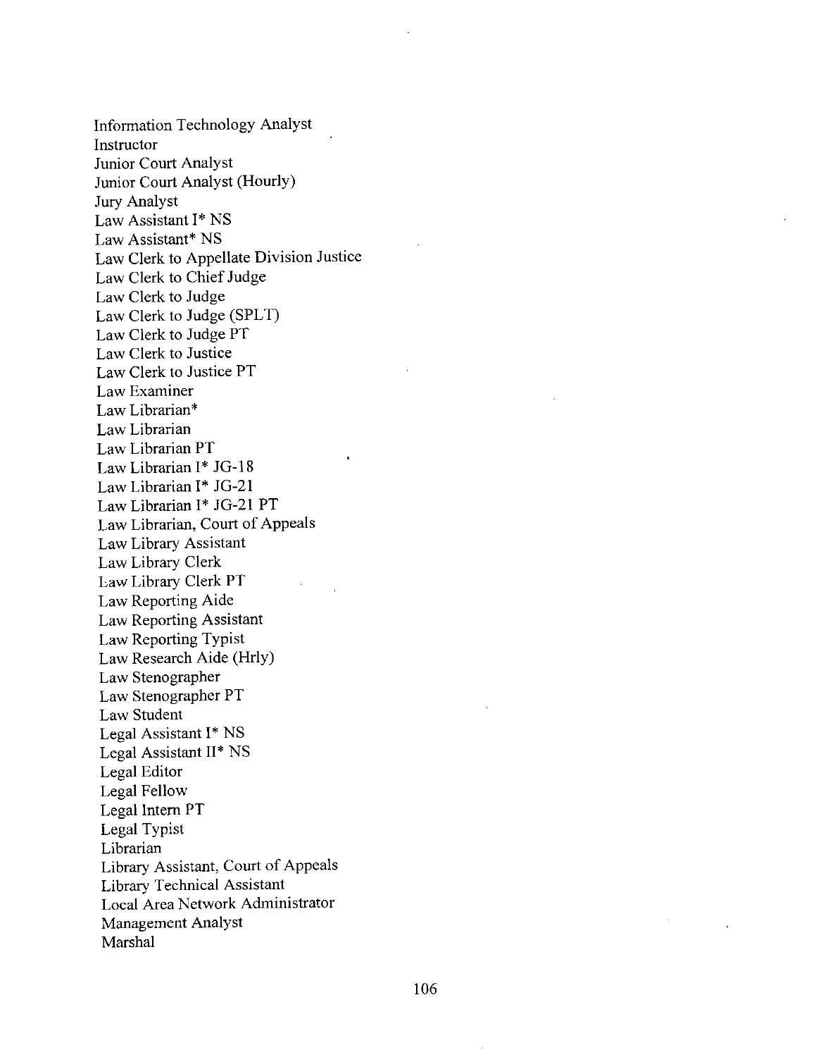Information Technology Analyst
Instructor
Junior Court Analyst
Junior Court Analyst (Hourly)
Jury Analyst
Law Assistant I* NS
Law Assistant* NS
Law Clerk to Appellate Division Justice
Law Clerk to Chief Judge
Law Clerk to Judge
Law Clerk to Judge (SPLT)
Law Clerk to Judge PT
Law Clerk to Justice
Law Clerk to Justice PT
Law Examiner
Law Librarian*
Law Librarian
Law Librarian PT
Law Librarian I* JG-18
Law Librarian I* JG-21
Law Librarian I* JG-21 PT
Law Librarian, Court of Appeals
Law Library Assistant
Law Library Clerk
Law Library Clerk PT
Law Reporting Aide
Law Reporting Assistant
Law Reporting Typist
Law Research Aide (Hrly)
Law Stenographer
Law Stenographer PT
Law Student
Legal Assistant I* NS
Legal Assistant II* NS
Legal Editor
Legal Fellow
Legal Intern PT
Legal Typist
Librarian
Library Assistant, Court of Appeals
Library Technical Assistant
Local Area Network Administrator
Management Analyst
Marshal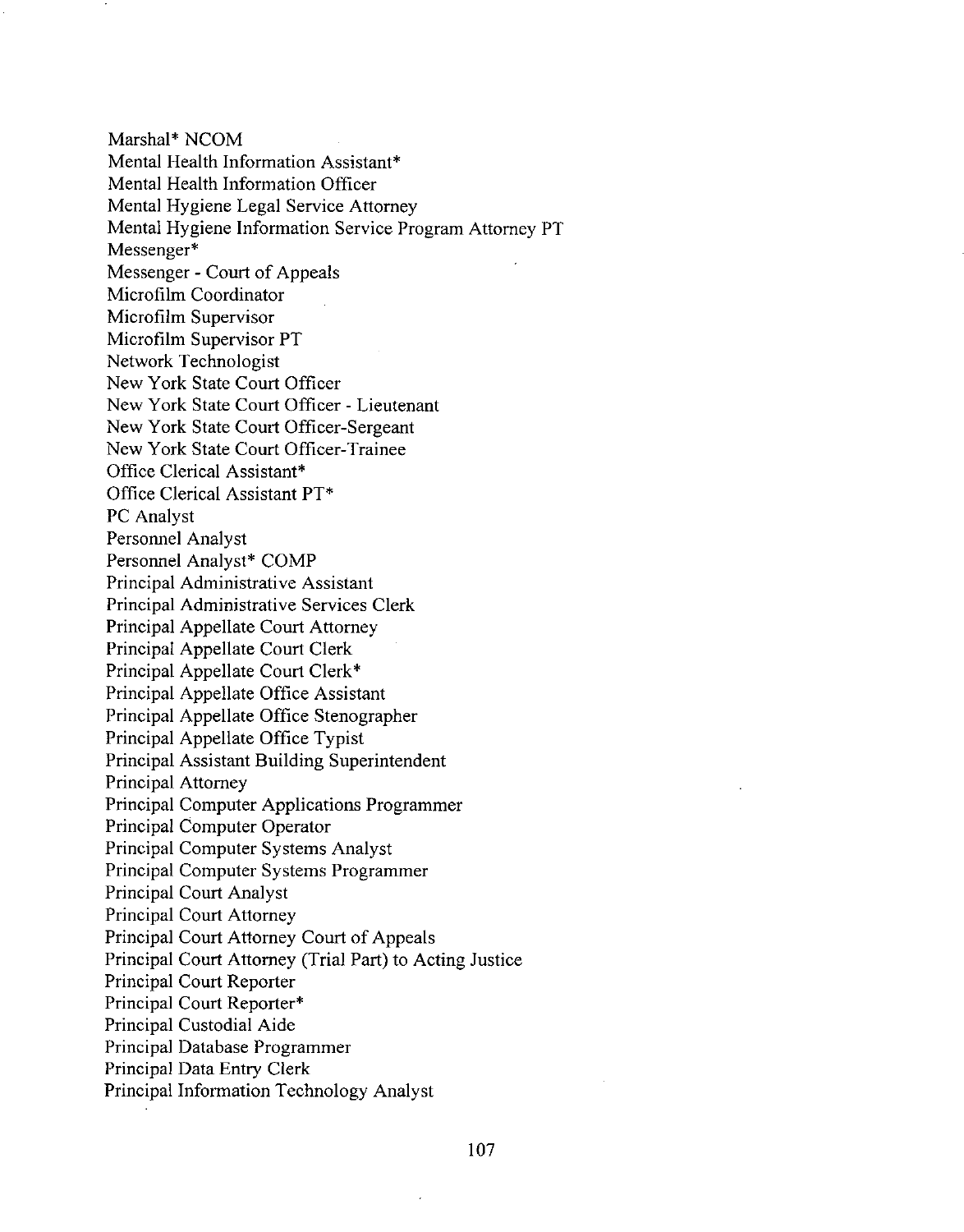Marshal* NCOM
Mental Health Information Assistant*
Mental Health Information Officer
Mental Hygiene Legal Service Attorney
Mental Hygiene Information Service Program Attorney PT
Messenger*
Messenger - Court of Appeals
Microfilm Coordinator
Microfilm Supervisor
Microfilm Supervisor PT
Network Technologist
New York State Court Officer
New York State Court Officer - Lieutenant
New York State Court Officer-Sergeant
New York State Court Officer-Trainee
Office Clerical Assistant*
Office Clerical Assistant PT*
PC Analyst
Personnel Analyst
Personnel Analyst* COMP
Principal Administrative Assistant
Principal Administrative Services Clerk
Principal Appellate Court Attorney
Principal Appellate Court Clerk
Principal Appellate Court Clerk*
Principal Appellate Office Assistant
Principal Appellate Office Stenographer
Principal Appellate Office Typist
Principal Assistant Building Superintendent
Principal Attorney
Principal Computer Applications Programmer
Principal Computer Operator
Principal Computer Systems Analyst
Principal Computer Systems Programmer
Principal Court Analyst
Principal Court Attorney
Principal Court Attorney Court of Appeals
Principal Court Attorney (Trial Part) to Acting Justice
Principal Court Reporter
Principal Court Reporter*
Principal Custodial Aide
Principal Database Programmer
Principal Data Entry Clerk
Principal Information Technology Analyst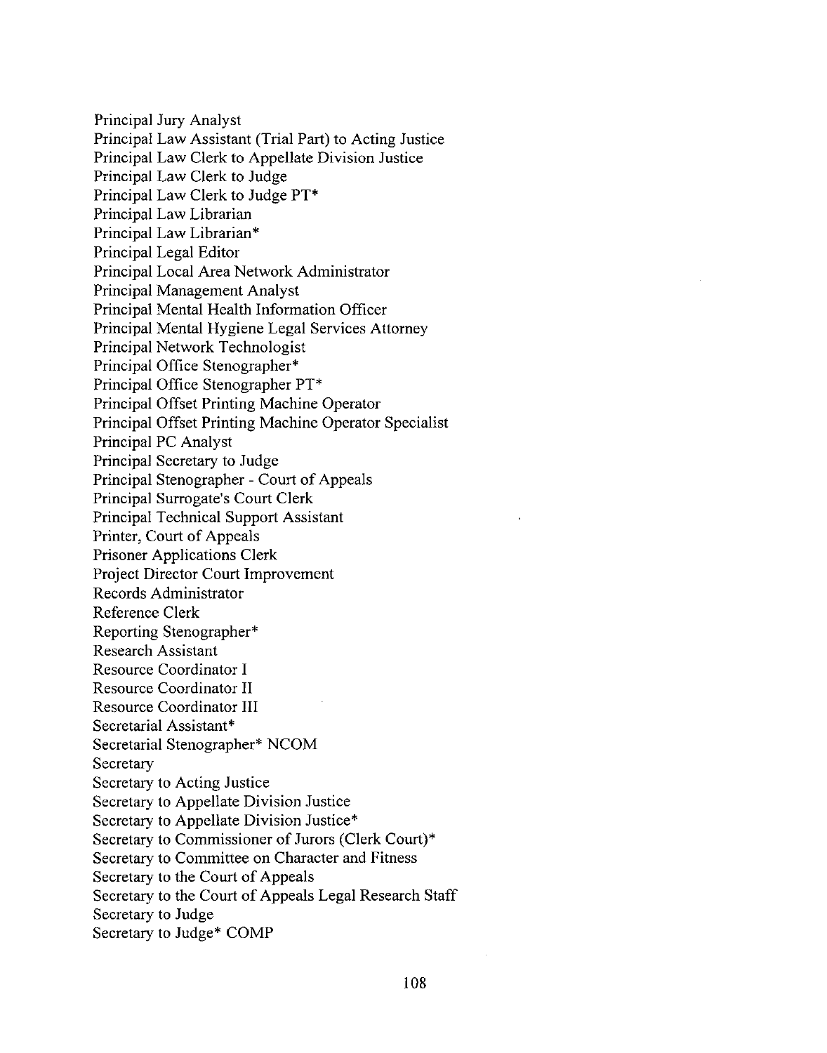Principal Jury Analyst
Principal Law Assistant (Trial Part) to Acting Justice
Principal Law Clerk to Appellate Division Justice
Principal Law Clerk to Judge
Principal Law Clerk to Judge PT*
Principal Law Librarian
Principal Law Librarian*
Principal Legal Editor
Principal Local Area Network Administrator
Principal Management Analyst
Principal Mental Health Information Officer
Principal Mental Hygiene Legal Services Attorney
Principal Network Technologist
Principal Office Stenographer*
Principal Office Stenographer PT*
Principal Offset Printing Machine Operator
Principal Offset Printing Machine Operator Specialist
Principal PC Analyst
Principal Secretary to Judge
Principal Stenographer - Court of Appeals
Principal Surrogate's Court Clerk
Principal Technical Support Assistant
Printer, Court of Appeals
Prisoner Applications Clerk
Project Director Court Improvement
Records Administrator
Reference Clerk
Reporting Stenographer*
Research Assistant
Resource Coordinator I
Resource Coordinator II
Resource Coordinator III
Secretarial Assistant*
Secretarial Stenographer* NCOM
Secretary
Secretary to Acting Justice
Secretary to Appellate Division Justice
Secretary to Appellate Division Justice*
Secretary to Commissioner of Jurors (Clerk Court)*
Secretary to Committee on Character and Fitness
Secretary to the Court of Appeals
Secretary to the Court of Appeals Legal Research Staff
Secretary to Judge
Secretary to Judge* COMP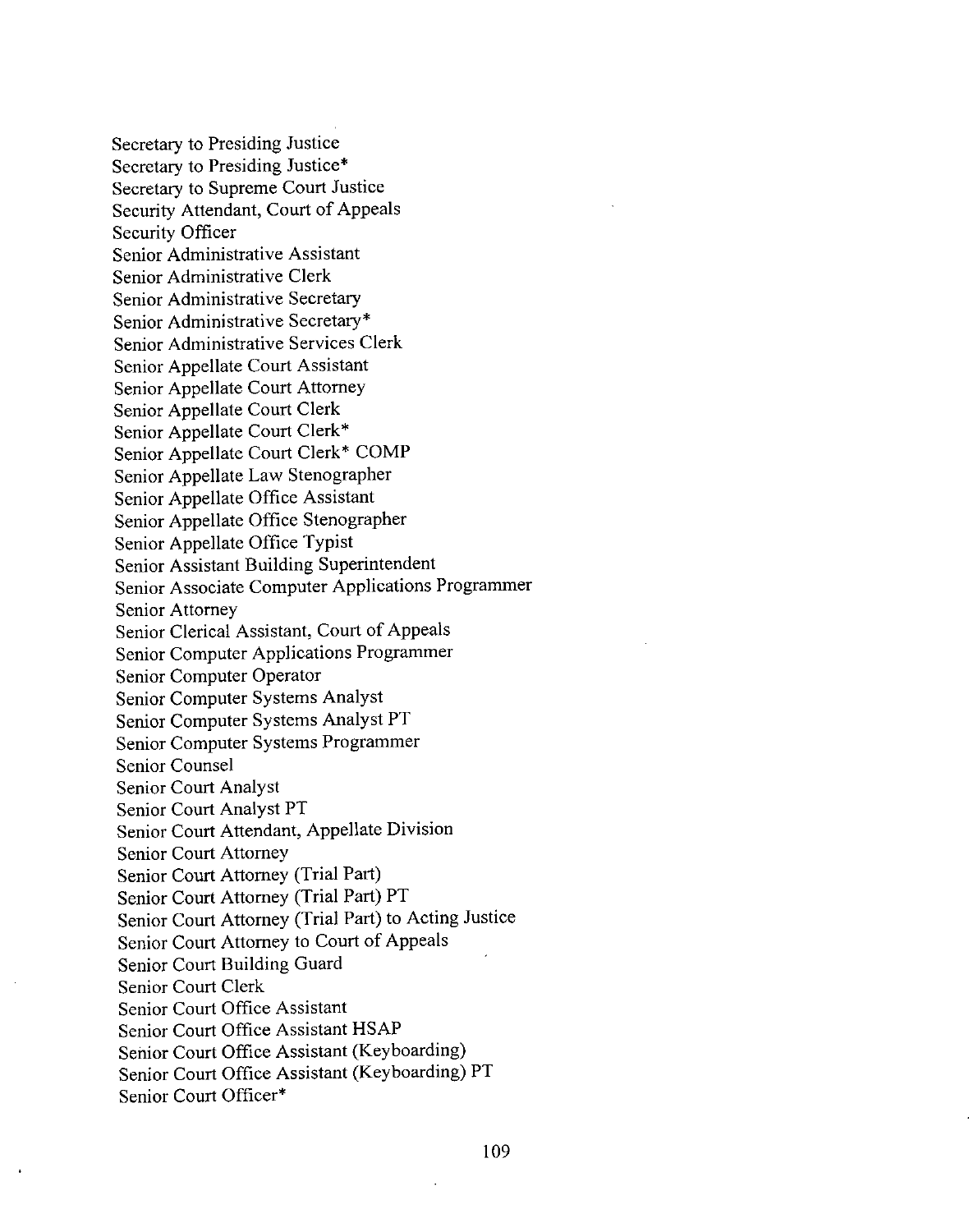Secretary to Presiding Justice
Secretary to Presiding Justice*
Secretary to Supreme Court Justice
Security Attendant, Court of Appeals
Security Officer
Senior Administrative Assistant
Senior Administrative Clerk
Senior Administrative Secretary
Senior Administrative Secretary*
Senior Administrative Services Clerk
Senior Appellate Court Assistant
Senior Appellate Court Attorney
Senior Appellate Court Clerk
Senior Appellate Court Clerk*
Senior Appellate Court Clerk* COMP
Senior Appellate Law Stenographer
Senior Appellate Office Assistant
Senior Appellate Office Stenographer
Senior Appellate Office Typist
Senior Assistant Building Superintendent
Senior Associate Computer Applications Programmer
Senior Attorney
Senior Clerical Assistant, Court of Appeals
Senior Computer Applications Programmer
Senior Computer Operator
Senior Computer Systems Analyst
Senior Computer Systems Analyst PT
Senior Computer Systems Programmer
Senior Counsel
Senior Court Analyst
Senior Court Analyst PT
Senior Court Attendant, Appellate Division
Senior Court Attorney
Senior Court Attorney (Trial Part)
Senior Court Attorney (Trial Part) PT
Senior Court Attorney (Trial Part) to Acting Justice
Senior Court Attorney to Court of Appeals
Senior Court Building Guard
Senior Court Clerk
Senior Court Office Assistant
Senior Court Office Assistant HSAP
Senior Court Office Assistant (Keyboarding)
Senior Court Office Assistant (Keyboarding) PT
Senior Court Officer*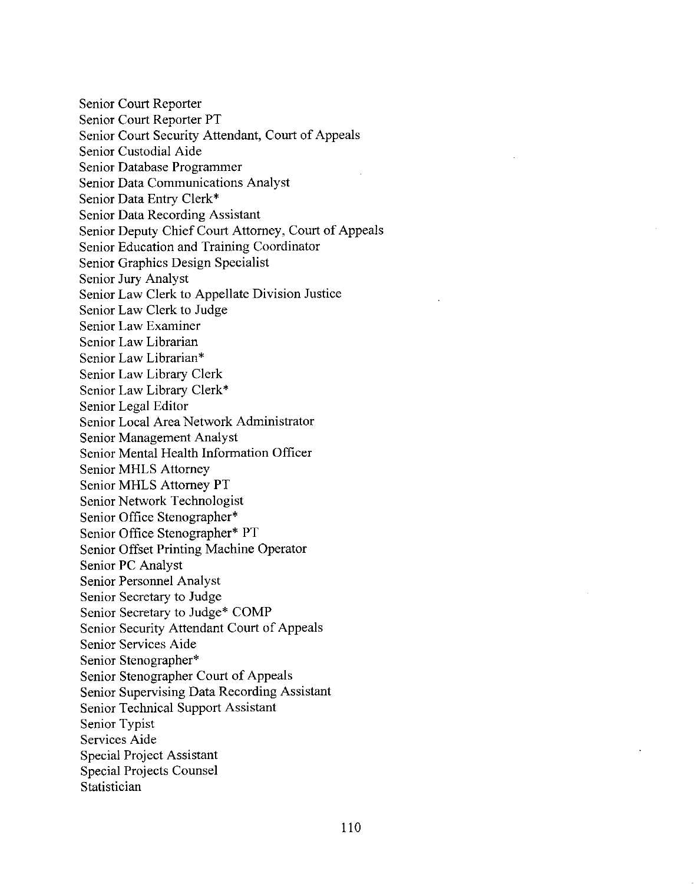Senior Court Reporter
Senior Court Reporter PT
Senior Court Security Attendant, Court of Appeals
Senior Custodial Aide
Senior Database Programmer
Senior Data Communications Analyst
Senior Data Entry Clerk*
Senior Data Recording Assistant
Senior Deputy Chief Court Attorney, Court of Appeals
Senior Education and Training Coordinator
Senior Graphics Design Specialist
Senior Jury Analyst
Senior Law Clerk to Appellate Division Justice
Senior Law Clerk to Judge
Senior Law Examiner
Senior Law Librarian
Senior Law Librarian*
Senior Law Library Clerk
Senior Law Library Clerk*
Senior Legal Editor
Senior Local Area Network Administrator
Senior Management Analyst
Senior Mental Health Information Officer
Senior MHLS Attorney
Senior MHLS Attorney PT
Senior Network Technologist
Senior Office Stenographer*
Senior Office Stenographer* PT
Senior Offset Printing Machine Operator
Senior PC Analyst
Senior Personnel Analyst
Senior Secretary to Judge
Senior Secretary to Judge* COMP
Senior Security Attendant Court of Appeals
Senior Services Aide
Senior Stenographer*
Senior Stenographer Court of Appeals
Senior Supervising Data Recording Assistant
Senior Technical Support Assistant
Senior Typist
Services Aide
Special Project Assistant
Special Projects Counsel
Statistician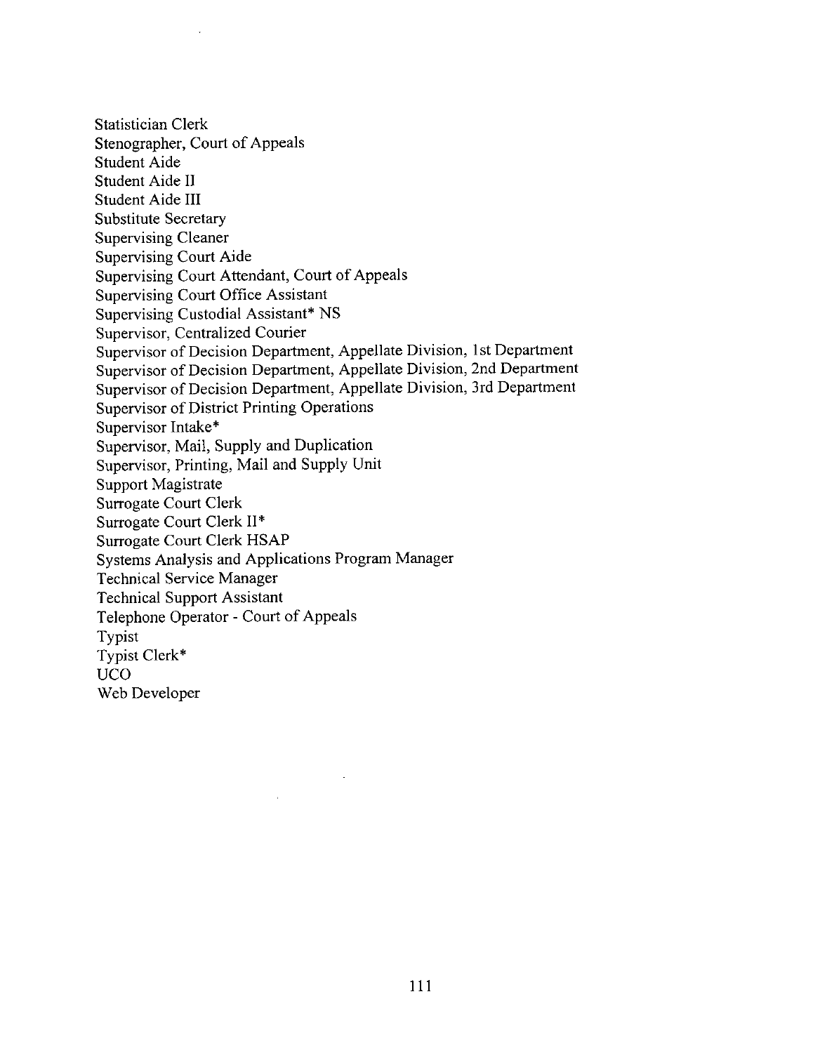Statistician Clerk
Stenographer, Court of Appeals
Student Aide
Student Aide II
Student Aide III
Substitute Secretary
Supervising Cleaner
Supervising Court Aide
Supervising Court Attendant, Court of Appeals
Supervising Court Office Assistant
Supervising Custodial Assistant* NS
Supervisor, Centralized Courier
Supervisor of Decision Department, Appellate Division, 1st Department
Supervisor of Decision Department, Appellate Division, 2nd Department
Supervisor of Decision Department, Appellate Division, 3rd Department
Supervisor of District Printing Operations
Supervisor Intake*
Supervisor, Mail, Supply and Duplication
Supervisor, Printing, Mail and Supply Unit
Support Magistrate
Surrogate Court Clerk
Surrogate Court Clerk II*
Surrogate Court Clerk HSAP
Systems Analysis and Applications Program Manager
Technical Service Manager
Technical Support Assistant
Telephone Operator - Court of Appeals
Typist
Typist Clerk*
UCO
Web Developer